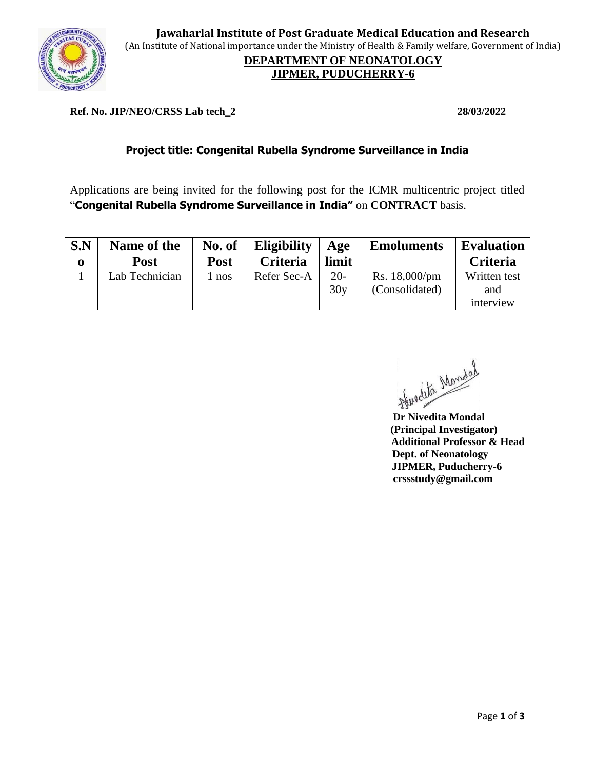**Jawaharlal Institute of Post Graduate Medical Education and Research**
(An Institute of National importance under the Ministry of Health & Family welfare, Government of India)

**DEPARTMENT OF NEONATOLOGY**
**JIPMER, PUDUCHERRY-6**

**Ref. No. JIP/NEO/CRSS Lab tech_2** **28/03/2022**

## Project title: Congenital Rubella Syndrome Surveillance in India

Applications are being invited for the following post for the ICMR multicentric project titled "**Congenital Rubella Syndrome Surveillance in India"** on **CONTRACT** basis.

| S.No | Name of the Post | No. of Post | Eligibility Criteria | Age limit | Emoluments | Evaluation Criteria |
|---|---|---|---|---|---|---|
| 1 | Lab Technician | 1 nos | Refer Sec-A | 20-30y | Rs. 18,000/pm (Consolidated) | Written test and interview |

**Dr Nivedita Mondal**
**(Principal Investigator)**
**Additional Professor & Head**
**Dept. of Neonatology**
**JIPMER, Puducherry-6**
**crssstudy@gmail.com**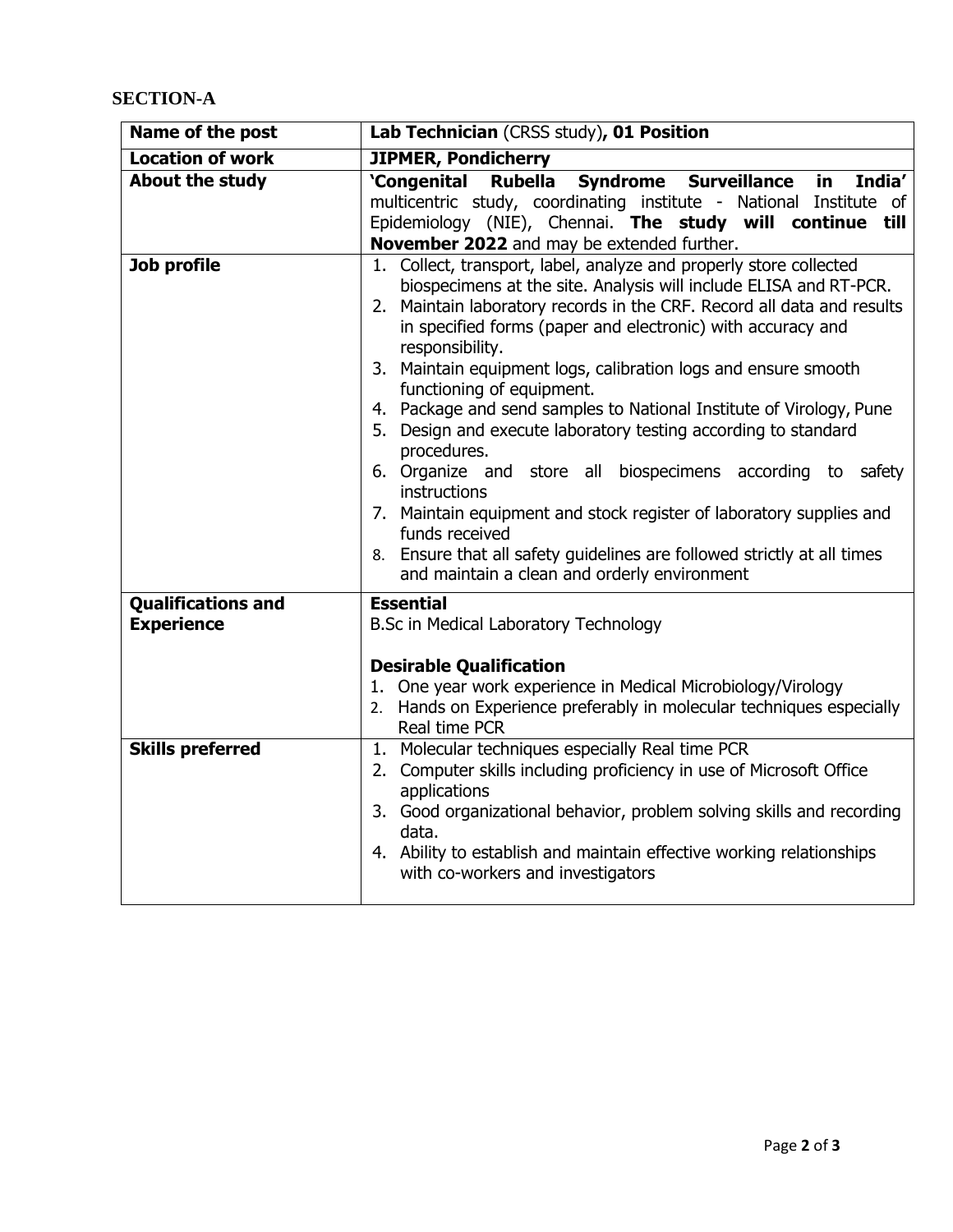## SECTION-A

| Name of the post | **Lab Technician** (CRSS study)**, 01 Position** |
|---|---|
| **Location of work** | **JIPMER, Pondicherry** |
| **About the study** | **'Congenital Rubella Syndrome Surveillance in India'** multicentric study, coordinating institute - National Institute of Epidemiology (NIE), Chennai. **The study will continue till November 2022** and may be extended further. |
| **Job profile** | 1. Collect, transport, label, analyze and properly store collected biospecimens at the site. Analysis will include ELISA and RT-PCR.<br>2. Maintain laboratory records in the CRF. Record all data and results in specified forms (paper and electronic) with accuracy and responsibility.<br>3. Maintain equipment logs, calibration logs and ensure smooth functioning of equipment.<br>4. Package and send samples to National Institute of Virology, Pune<br>5. Design and execute laboratory testing according to standard procedures.<br>6. Organize and store all biospecimens according to safety instructions<br>7. Maintain equipment and stock register of laboratory supplies and funds received<br>8. Ensure that all safety guidelines are followed strictly at all times and maintain a clean and orderly environment |
| **Qualifications and Experience** | **Essential**<br>B.Sc in Medical Laboratory Technology<br><br>**Desirable Qualification**<br>1. One year work experience in Medical Microbiology/Virology<br>2. Hands on Experience preferably in molecular techniques especially Real time PCR |
| **Skills preferred** | 1. Molecular techniques especially Real time PCR<br>2. Computer skills including proficiency in use of Microsoft Office applications<br>3. Good organizational behavior, problem solving skills and recording data.<br>4. Ability to establish and maintain effective working relationships with co-workers and investigators |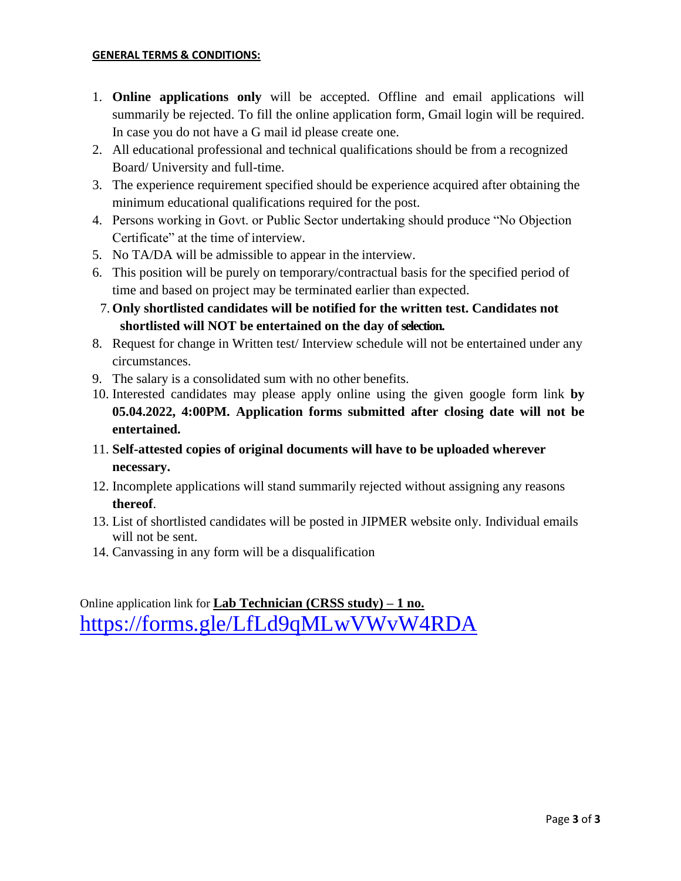**GENERAL TERMS & CONDITIONS:**

1. **Online applications only** will be accepted. Offline and email applications will summarily be rejected. To fill the online application form, Gmail login will be required. In case you do not have a G mail id please create one.
2. All educational professional and technical qualifications should be from a recognized Board/ University and full-time.
3. The experience requirement specified should be experience acquired after obtaining the minimum educational qualifications required for the post.
4. Persons working in Govt. or Public Sector undertaking should produce "No Objection Certificate" at the time of interview.
5. No TA/DA will be admissible to appear in the interview.
6. This position will be purely on temporary/contractual basis for the specified period of time and based on project may be terminated earlier than expected.
7. **Only shortlisted candidates will be notified for the written test. Candidates not shortlisted will NOT be entertained on the day of selection.**
8. Request for change in Written test/ Interview schedule will not be entertained under any circumstances.
9. The salary is a consolidated sum with no other benefits.
10. Interested candidates may please apply online using the given google form link **by 05.04.2022, 4:00PM. Application forms submitted after closing date will not be entertained.**
11. **Self-attested copies of original documents will have to be uploaded wherever necessary.**
12. Incomplete applications will stand summarily rejected without assigning any reasons **thereof**.
13. List of shortlisted candidates will be posted in JIPMER website only. Individual emails will not be sent.
14. Canvassing in any form will be a disqualification

Online application link for **Lab Technician (CRSS study) – 1 no.**
https://forms.gle/LfLd9qMLwVWvW4RDA